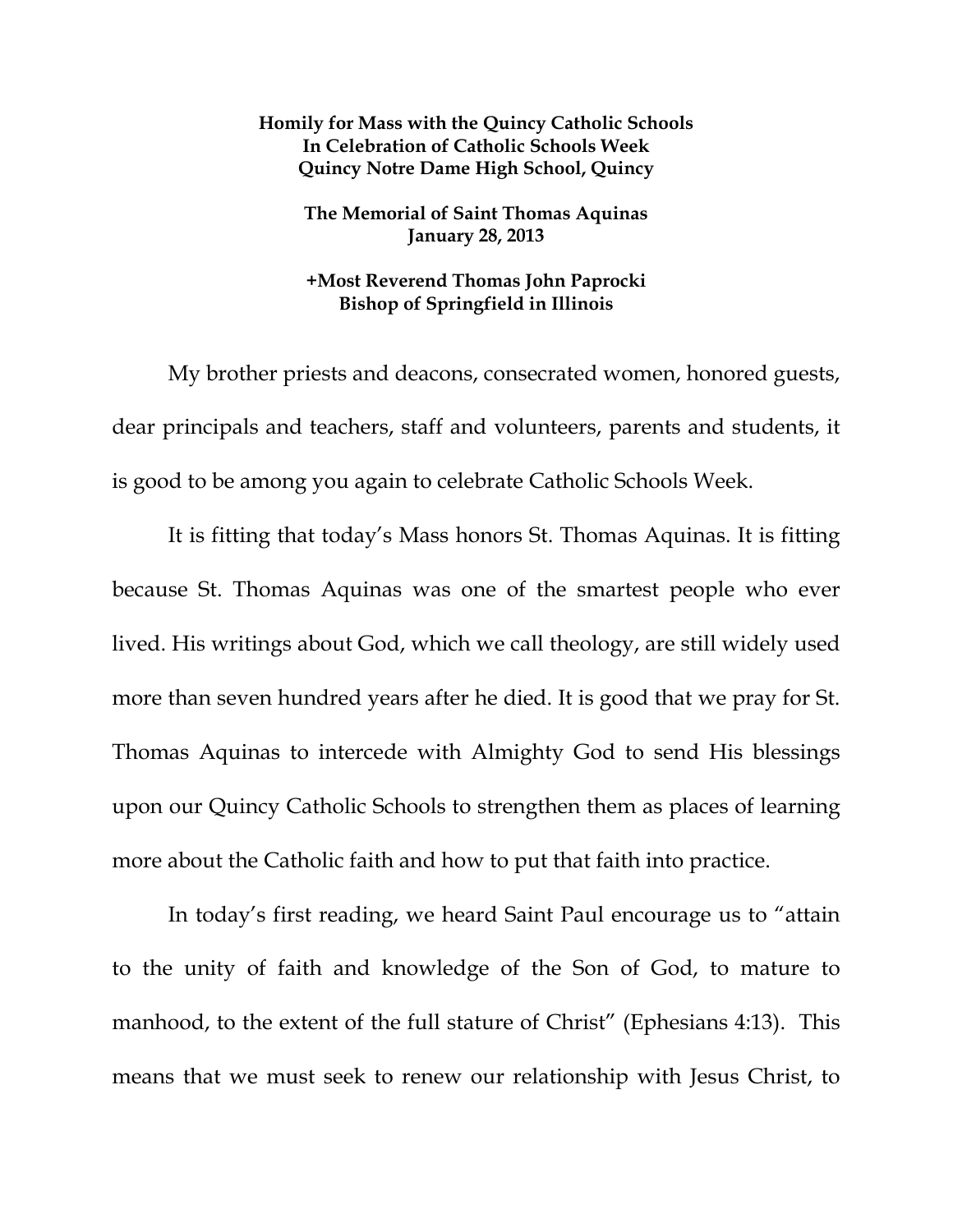**Homily for Mass with the Quincy Catholic Schools**
**In Celebration of Catholic Schools Week**
**Quincy Notre Dame High School, Quincy**

**The Memorial of Saint Thomas Aquinas**
**January 28, 2013**

**+Most Reverend Thomas John Paprocki**
**Bishop of Springfield in Illinois**

My brother priests and deacons, consecrated women, honored guests, dear principals and teachers, staff and volunteers, parents and students, it is good to be among you again to celebrate Catholic Schools Week.

It is fitting that today's Mass honors St. Thomas Aquinas. It is fitting because St. Thomas Aquinas was one of the smartest people who ever lived. His writings about God, which we call theology, are still widely used more than seven hundred years after he died. It is good that we pray for St. Thomas Aquinas to intercede with Almighty God to send His blessings upon our Quincy Catholic Schools to strengthen them as places of learning more about the Catholic faith and how to put that faith into practice.

In today's first reading, we heard Saint Paul encourage us to "attain to the unity of faith and knowledge of the Son of God, to mature to manhood, to the extent of the full stature of Christ" (Ephesians 4:13). This means that we must seek to renew our relationship with Jesus Christ, to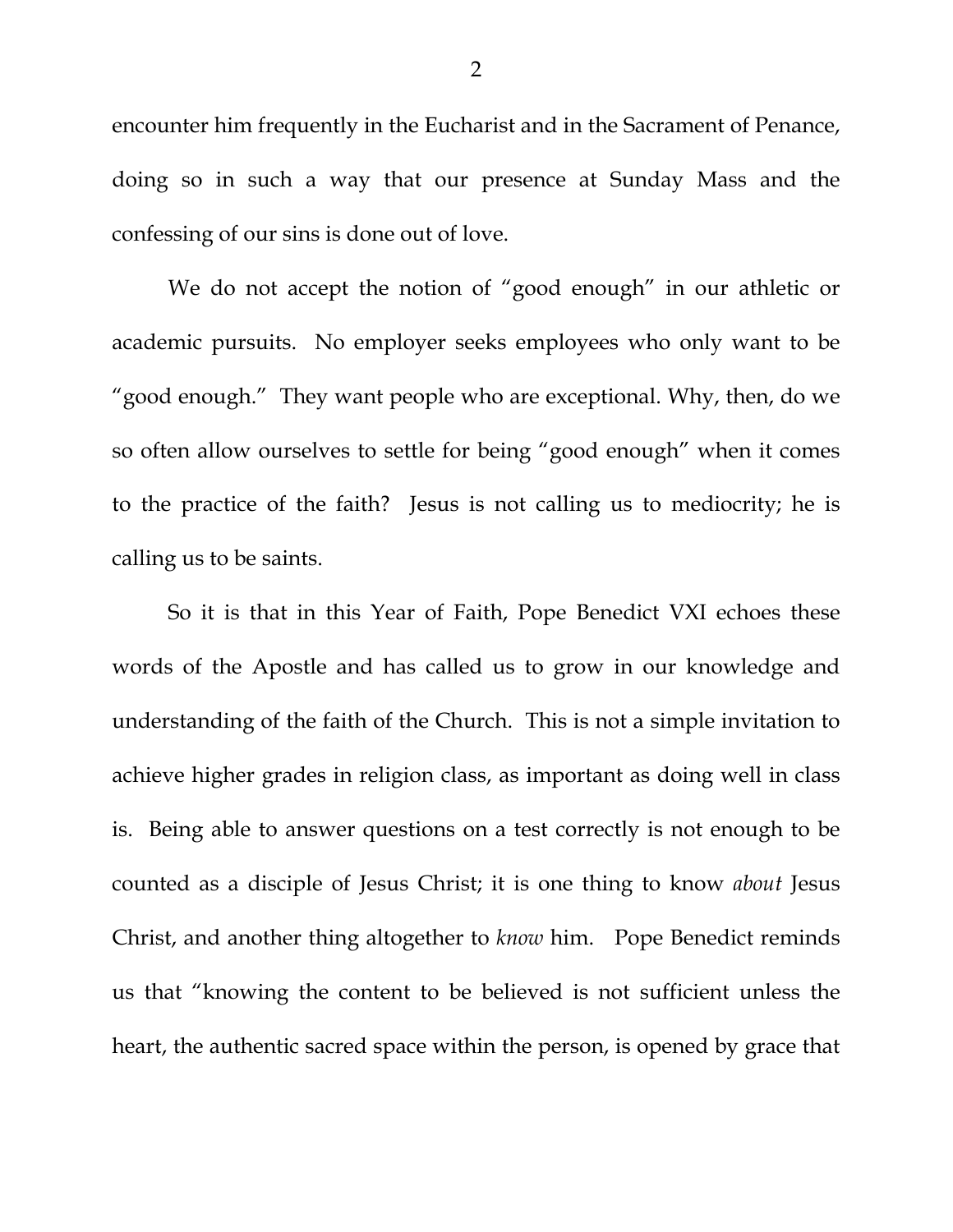encounter him frequently in the Eucharist and in the Sacrament of Penance, doing so in such a way that our presence at Sunday Mass and the confessing of our sins is done out of love.

We do not accept the notion of "good enough" in our athletic or academic pursuits. No employer seeks employees who only want to be "good enough." They want people who are exceptional. Why, then, do we so often allow ourselves to settle for being "good enough" when it comes to the practice of the faith? Jesus is not calling us to mediocrity; he is calling us to be saints.

So it is that in this Year of Faith, Pope Benedict VXI echoes these words of the Apostle and has called us to grow in our knowledge and understanding of the faith of the Church. This is not a simple invitation to achieve higher grades in religion class, as important as doing well in class is. Being able to answer questions on a test correctly is not enough to be counted as a disciple of Jesus Christ; it is one thing to know *about* Jesus Christ, and another thing altogether to *know* him. Pope Benedict reminds us that "knowing the content to be believed is not sufficient unless the heart, the authentic sacred space within the person, is opened by grace that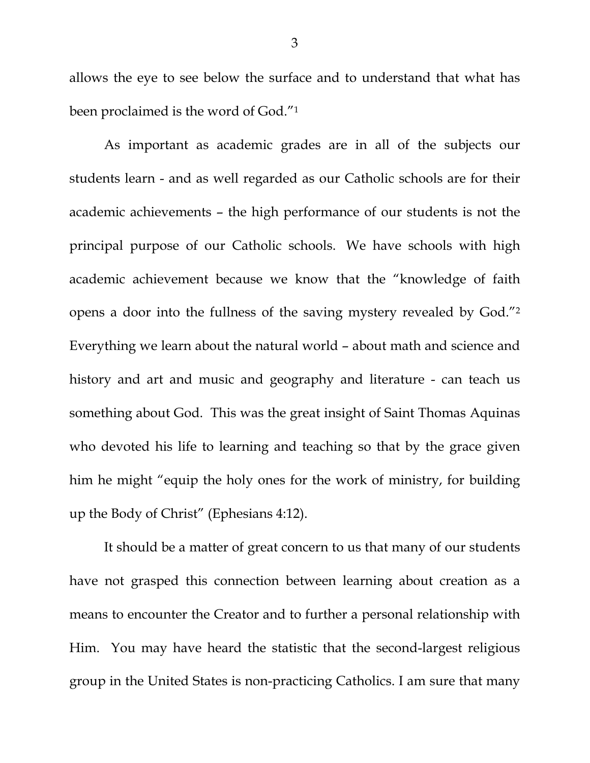allows the eye to see below the surface and to understand that what has been proclaimed is the word of God."[1]

As important as academic grades are in all of the subjects our students learn - and as well regarded as our Catholic schools are for their academic achievements – the high performance of our students is not the principal purpose of our Catholic schools. We have schools with high academic achievement because we know that the "knowledge of faith opens a door into the fullness of the saving mystery revealed by God."[2] Everything we learn about the natural world – about math and science and history and art and music and geography and literature - can teach us something about God. This was the great insight of Saint Thomas Aquinas who devoted his life to learning and teaching so that by the grace given him he might "equip the holy ones for the work of ministry, for building up the Body of Christ" (Ephesians 4:12).

It should be a matter of great concern to us that many of our students have not grasped this connection between learning about creation as a means to encounter the Creator and to further a personal relationship with Him. You may have heard the statistic that the second-largest religious group in the United States is non-practicing Catholics. I am sure that many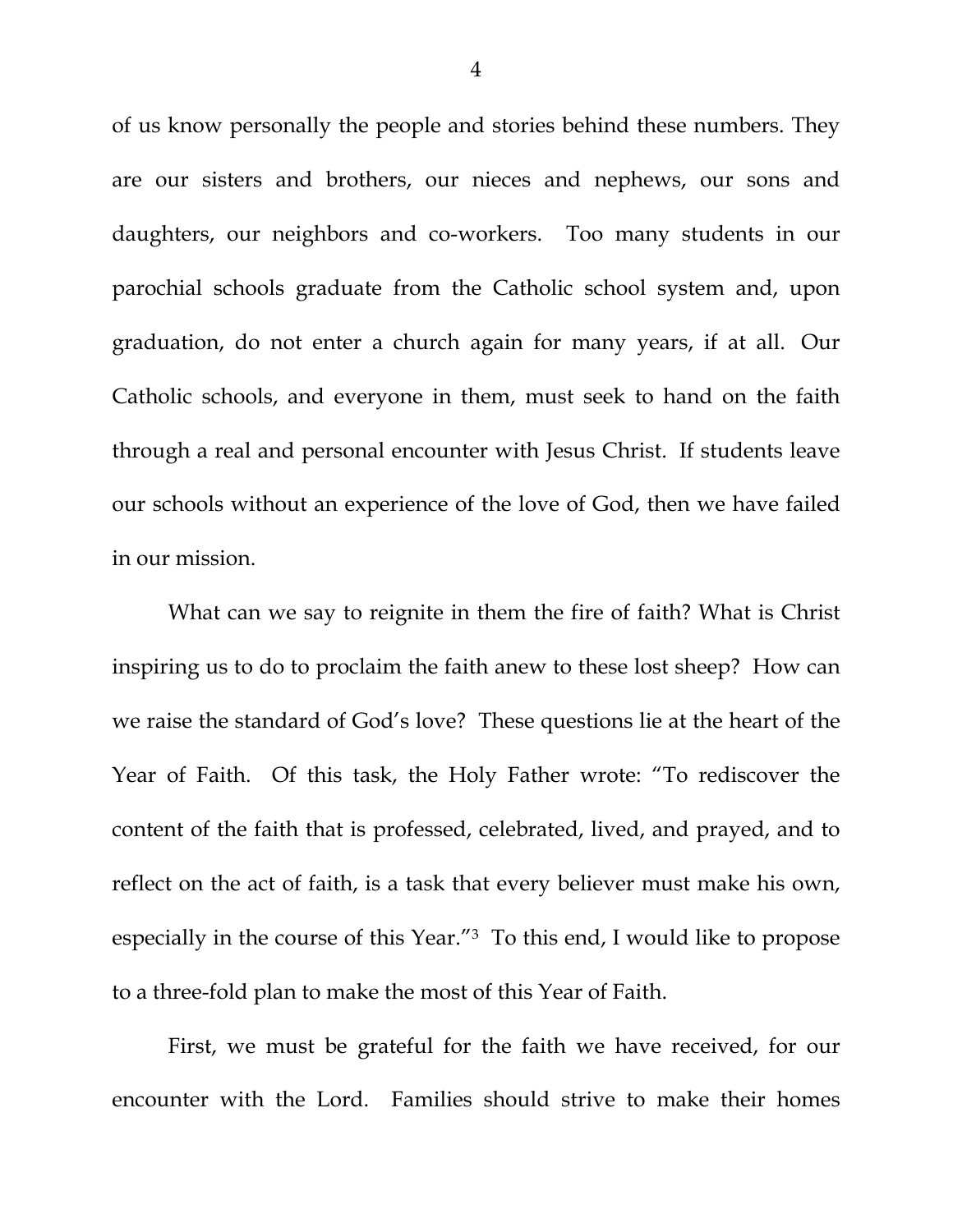of us know personally the people and stories behind these numbers. They are our sisters and brothers, our nieces and nephews, our sons and daughters, our neighbors and co-workers. Too many students in our parochial schools graduate from the Catholic school system and, upon graduation, do not enter a church again for many years, if at all. Our Catholic schools, and everyone in them, must seek to hand on the faith through a real and personal encounter with Jesus Christ. If students leave our schools without an experience of the love of God, then we have failed in our mission.

What can we say to reignite in them the fire of faith? What is Christ inspiring us to do to proclaim the faith anew to these lost sheep? How can we raise the standard of God's love? These questions lie at the heart of the Year of Faith. Of this task, the Holy Father wrote: "To rediscover the content of the faith that is professed, celebrated, lived, and prayed, and to reflect on the act of faith, is a task that every believer must make his own, especially in the course of this Year."[3] To this end, I would like to propose to a three-fold plan to make the most of this Year of Faith.

First, we must be grateful for the faith we have received, for our encounter with the Lord. Families should strive to make their homes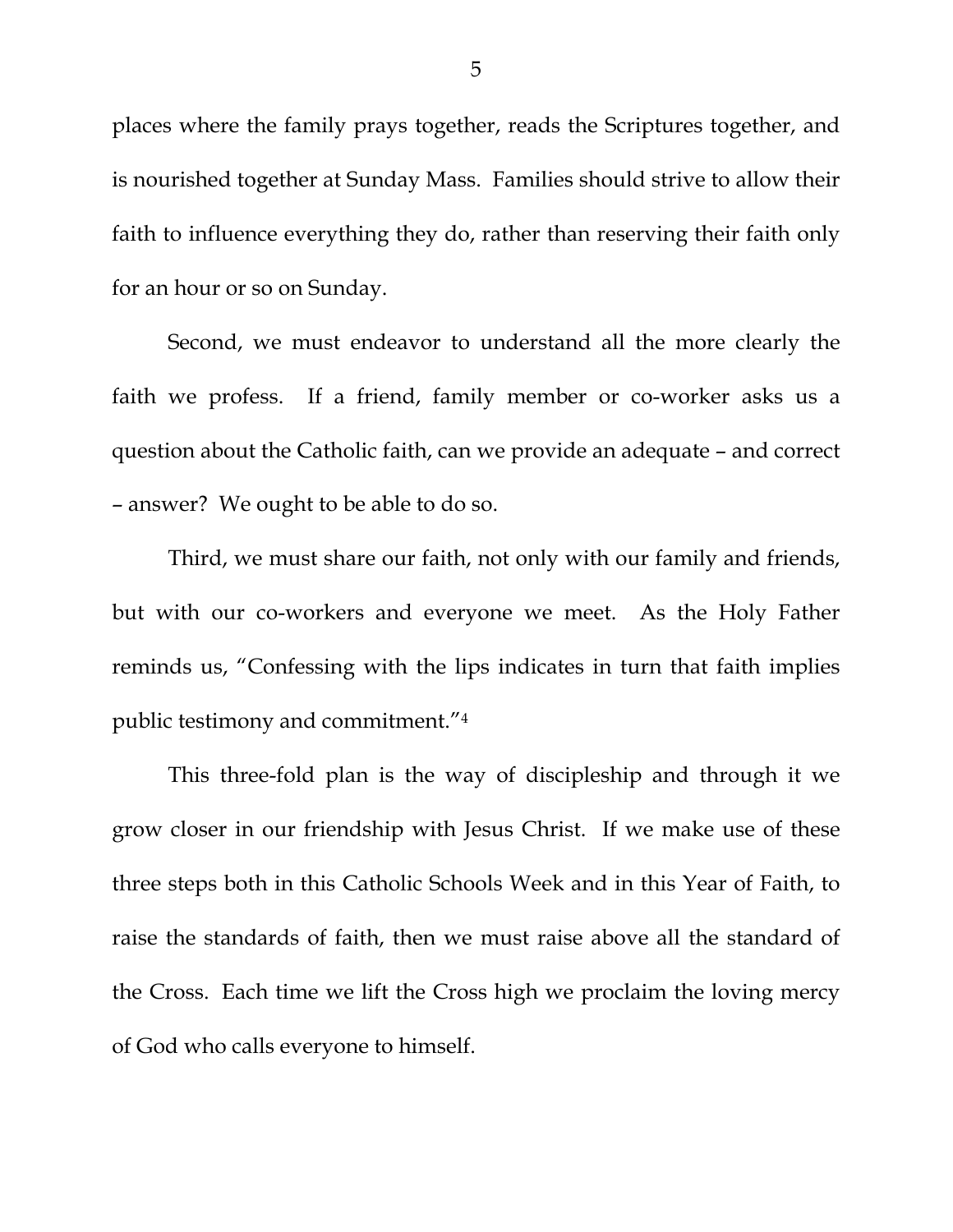places where the family prays together, reads the Scriptures together, and is nourished together at Sunday Mass. Families should strive to allow their faith to influence everything they do, rather than reserving their faith only for an hour or so on Sunday.

Second, we must endeavor to understand all the more clearly the faith we profess. If a friend, family member or co-worker asks us a question about the Catholic faith, can we provide an adequate – and correct – answer? We ought to be able to do so.

Third, we must share our faith, not only with our family and friends, but with our co-workers and everyone we meet. As the Holy Father reminds us, "Confessing with the lips indicates in turn that faith implies public testimony and commitment."[4]

This three-fold plan is the way of discipleship and through it we grow closer in our friendship with Jesus Christ. If we make use of these three steps both in this Catholic Schools Week and in this Year of Faith, to raise the standards of faith, then we must raise above all the standard of the Cross. Each time we lift the Cross high we proclaim the loving mercy of God who calls everyone to himself.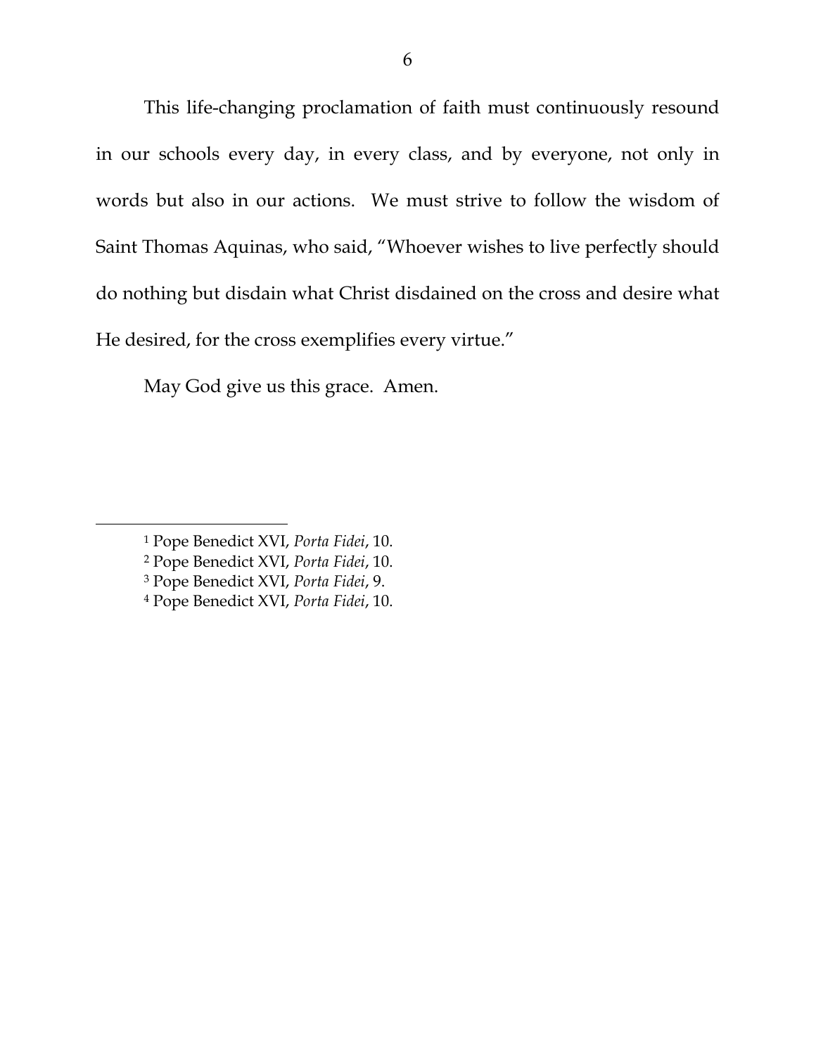This life-changing proclamation of faith must continuously resound in our schools every day, in every class, and by everyone, not only in words but also in our actions. We must strive to follow the wisdom of Saint Thomas Aquinas, who said, "Whoever wishes to live perfectly should do nothing but disdain what Christ disdained on the cross and desire what He desired, for the cross exemplifies every virtue."

May God give us this grace. Amen.

---

[1] Pope Benedict XVI, *Porta Fidei*, 10.

[2] Pope Benedict XVI, *Porta Fidei*, 10.

[3] Pope Benedict XVI, *Porta Fidei*, 9.

[4] Pope Benedict XVI, *Porta Fidei*, 10.